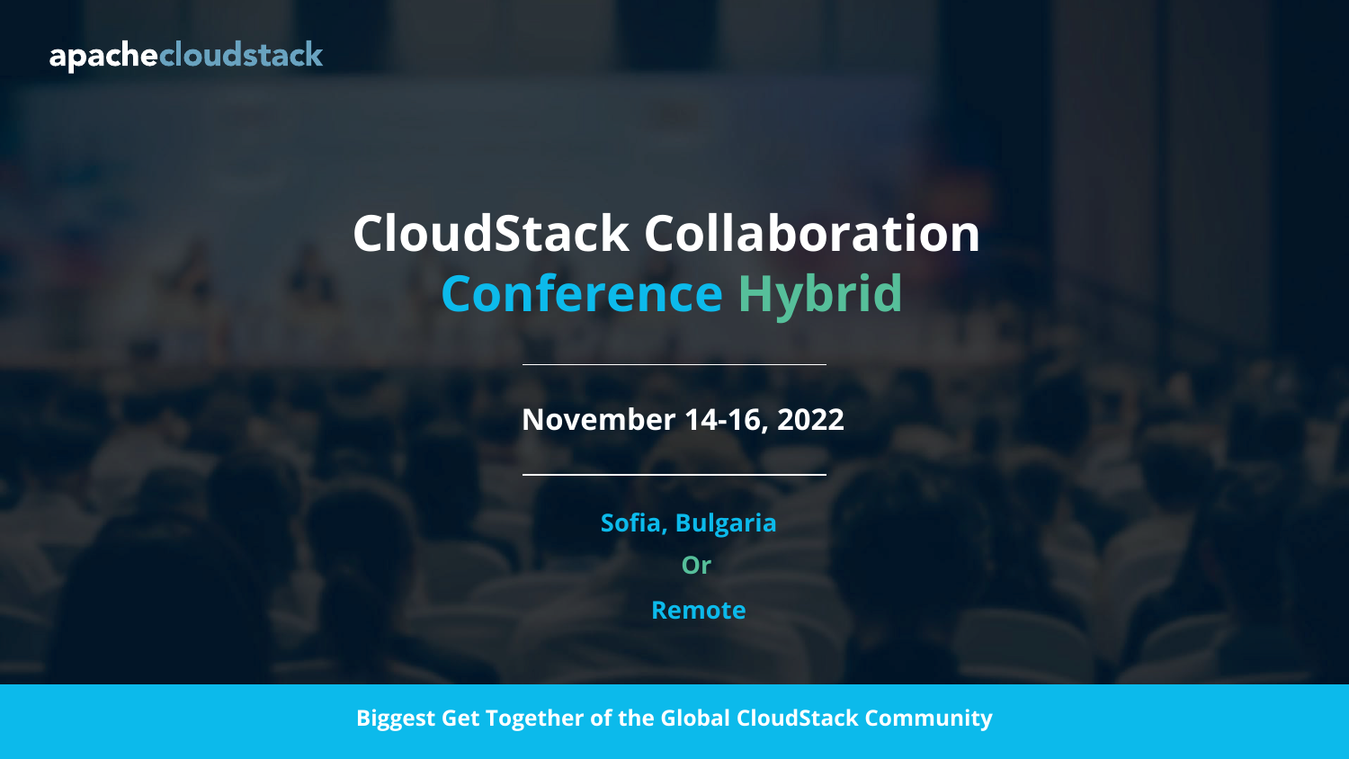apachecloudstack

# CloudStack Collaboration Conference Hybrid

**November 14-16, 2022**

**Sofia, Bulgaria**

**Or**

**Remote**

**Biggest Get Together of the Global CloudStack Community**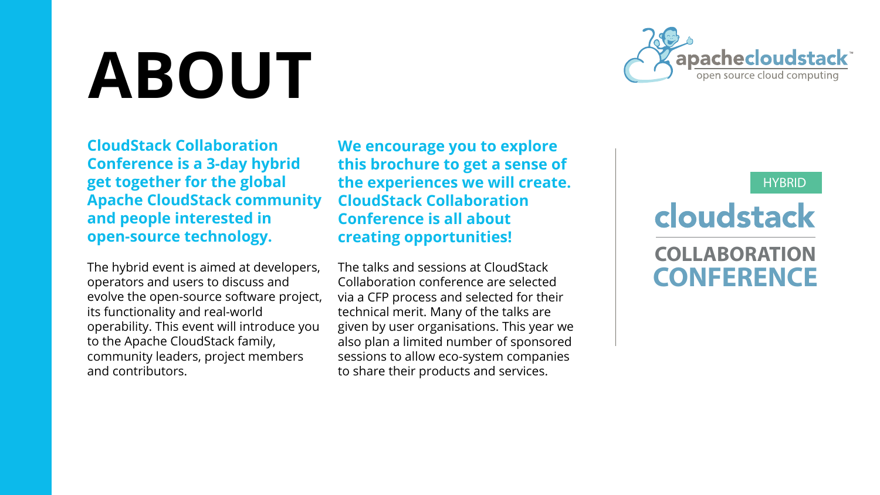# ABOUT

**CloudStack Collaboration Conference is a 3-day hybrid get together for the global Apache CloudStack community and people interested in open-source technology.**

The hybrid event is aimed at developers, operators and users to discuss and evolve the open-source software project, its functionality and real-world operability. This event will introduce you to the Apache CloudStack family, community leaders, project members and contributors.

**We encourage you to explore this brochure to get a sense of the experiences we will create. CloudStack Collaboration Conference is all about creating opportunities!**

The talks and sessions at CloudStack Collaboration conference are selected via a CFP process and selected for their technical merit. Many of the talks are given by user organisations. This year we also plan a limited number of sponsored sessions to allow eco-system companies to share their products and services.

apachecloudstack™
open source cloud computing

HYBRID
cloudstack
COLLABORATION
CONFERENCE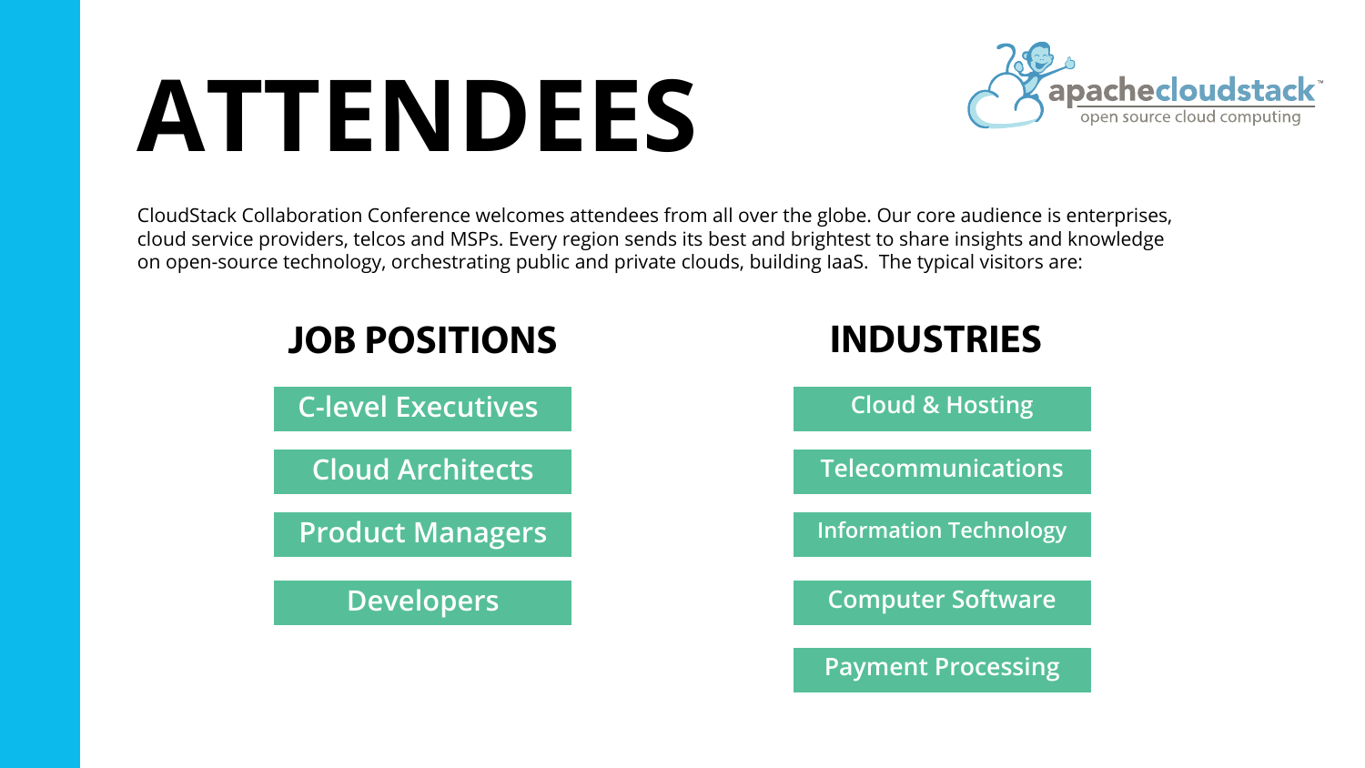# ATTENDEES

CloudStack Collaboration Conference welcomes attendees from all over the globe. Our core audience is enterprises, cloud service providers, telcos and MSPs. Every region sends its best and brightest to share insights and knowledge on open-source technology, orchestrating public and private clouds, building IaaS. The typical visitors are:

## JOB POSITIONS

- C-level Executives
- Cloud Architects
- Product Managers
- Developers

## INDUSTRIES

- Cloud & Hosting
- Telecommunications
- Information Technology
- Computer Software
- Payment Processing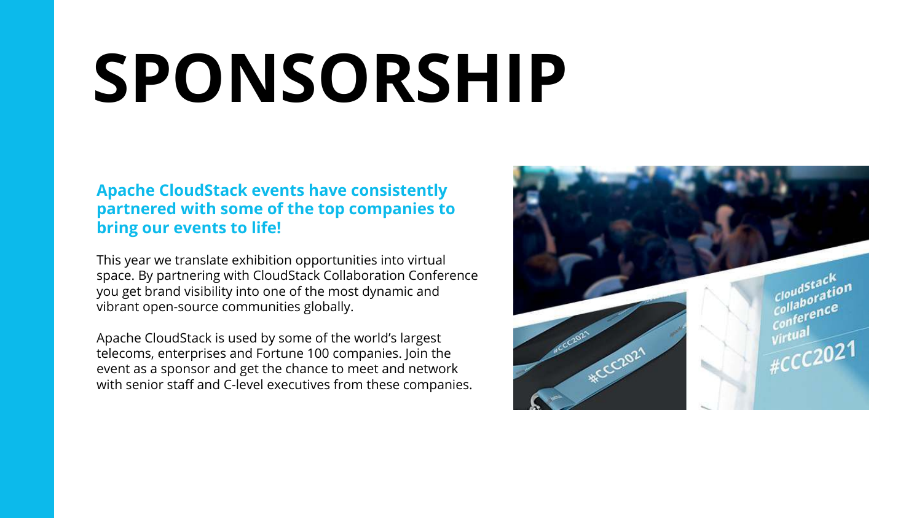# SPONSORSHIP

**Apache CloudStack events have consistently partnered with some of the top companies to bring our events to life!**

This year we translate exhibition opportunities into virtual space. By partnering with CloudStack Collaboration Conference you get brand visibility into one of the most dynamic and vibrant open-source communities globally.

Apache CloudStack is used by some of the world's largest telecoms, enterprises and Fortune 100 companies. Join the event as a sponsor and get the chance to meet and network with senior staff and C-level executives from these companies.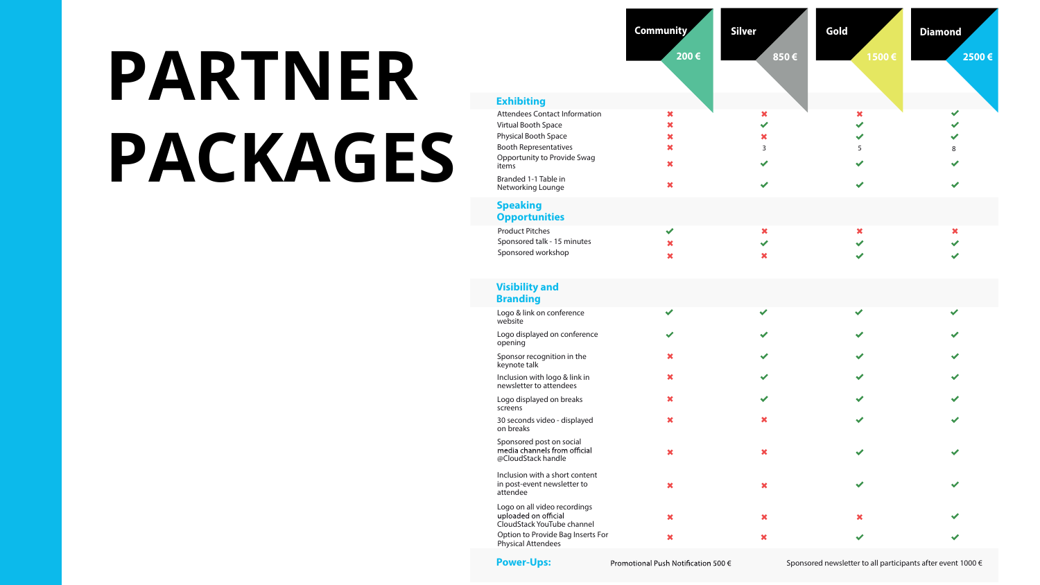# PARTNER PACKAGES

| | Community 200 € | Silver 850 € | Gold 1500 € | Diamond 2500 € |
|---|---|---|---|---|
| **Exhibiting** | | | | |
| Attendees Contact Information | ✖ | ✖ | ✖ | ✔ |
| Virtual Booth Space | ✖ | ✔ | ✔ | ✔ |
| Physical Booth Space | ✖ | ✖ | ✔ | ✔ |
| Booth Representatives | ✖ | 3 | 5 | 8 |
| Opportunity to Provide Swag items | ✖ | ✔ | ✔ | ✔ |
| Branded 1-1 Table in Networking Lounge | ✖ | ✔ | ✔ | ✔ |
| **Speaking Opportunities** | | | | |
| Product Pitches | ✔ | ✖ | ✖ | ✖ |
| Sponsored talk - 15 minutes | ✖ | ✔ | ✔ | ✔ |
| Sponsored workshop | ✖ | ✖ | ✔ | ✔ |
| **Visibility and Branding** | | | | |
| Logo & link on conference website | ✔ | ✔ | ✔ | ✔ |
| Logo displayed on conference opening | ✔ | ✔ | ✔ | ✔ |
| Sponsor recognition in the keynote talk | ✖ | ✔ | ✔ | ✔ |
| Inclusion with logo & link in newsletter to attendees | ✖ | ✔ | ✔ | ✔ |
| Logo displayed on breaks screens | ✖ | ✔ | ✔ | ✔ |
| 30 seconds video - displayed on breaks | ✖ | ✖ | ✔ | ✔ |
| Sponsored post on social media channels from official @CloudStack handle | ✖ | ✖ | ✔ | ✔ |
| Inclusion with a short content in post-event newsletter to attendee | ✖ | ✖ | ✔ | ✔ |
| Logo on all video recordings uploaded on official CloudStack YouTube channel | ✖ | ✖ | ✖ | ✔ |
| Option to Provide Bag Inserts For Physical Attendees | ✖ | ✖ | ✔ | ✔ |

**Power-Ups:** Promotional Push Notification 500 € | Sponsored newsletter to all participants after event 1000 €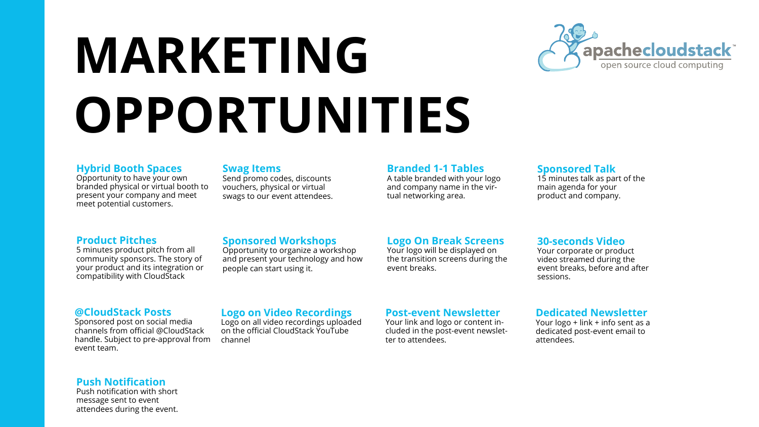# MARKETING OPPORTUNITIES

### Hybrid Booth Spaces
Opportunity to have your own branded physical or virtual booth to present your company and meet meet potential customers.

### Swag Items
Send promo codes, discounts vouchers, physical or virtual swags to our event attendees.

### Branded 1-1 Tables
A table branded with your logo and company name in the virtual networking area.

### Sponsored Talk
15 minutes talk as part of the main agenda for your product and company.

### Product Pitches
5 minutes product pitch from all community sponsors. The story of your product and its integration or compatibility with CloudStack

### Sponsored Workshops
Opportunity to organize a workshop and present your technology and how people can start using it.

### Logo On Break Screens
Your logo will be displayed on the transition screens during the event breaks.

### 30-seconds Video
Your corporate or product video streamed during the event breaks, before and after sessions.

### @CloudStack Posts
Sponsored post on social media channels from official @CloudStack handle. Subject to pre-approval from event team.

### Logo on Video Recordings
Logo on all video recordings uploaded on the official CloudStack YouTube channel

### Post-event Newsletter
Your link and logo or content included in the post-event newsletter to attendees.

### Dedicated Newsletter
Your logo + link + info sent as a dedicated post-event email to attendees.

### Push Notification
Push notification with short message sent to event attendees during the event.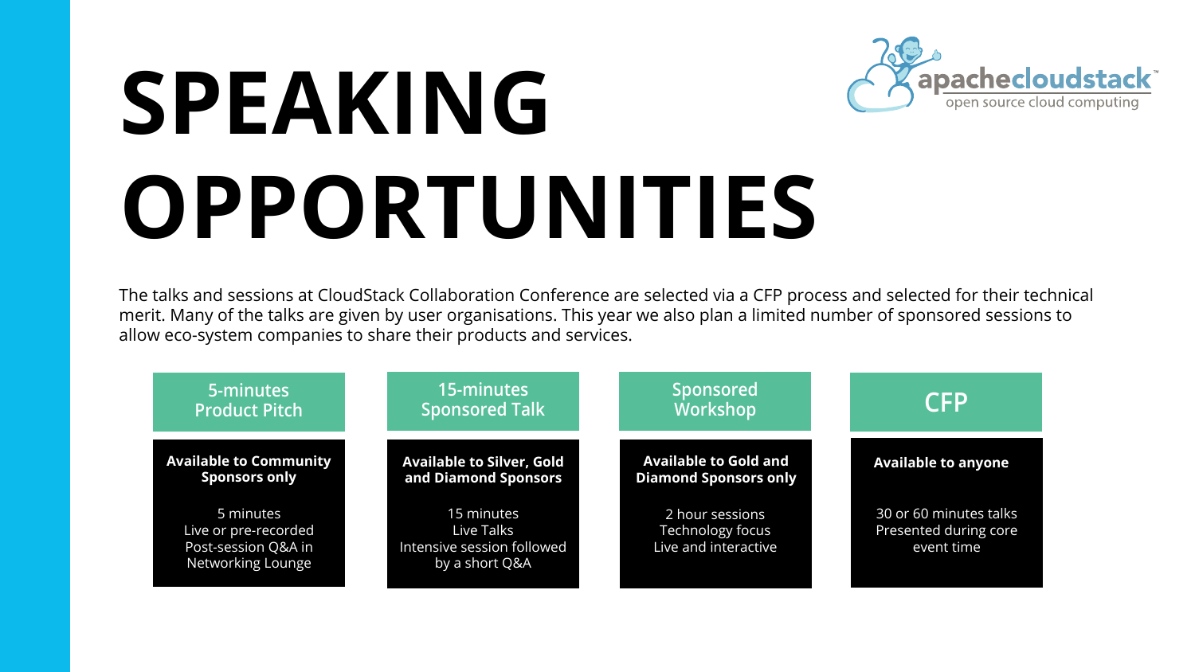# SPEAKING OPPORTUNITIES

The talks and sessions at CloudStack Collaboration Conference are selected via a CFP process and selected for their technical merit. Many of the talks are given by user organisations. This year we also plan a limited number of sponsored sessions to allow eco-system companies to share their products and services.

| 5-minutes Product Pitch | 15-minutes Sponsored Talk | Sponsored Workshop | CFP |
| --- | --- | --- | --- |
| **Available to Community Sponsors only** | **Available to Silver, Gold and Diamond Sponsors** | **Available to Gold and Diamond Sponsors only** | **Available to anyone** |
| 5 minutes<br>Live or pre-recorded<br>Post-session Q&A in Networking Lounge | 15 minutes<br>Live Talks<br>Intensive session followed by a short Q&A | 2 hour sessions<br>Technology focus<br>Live and interactive | 30 or 60 minutes talks<br>Presented during core event time |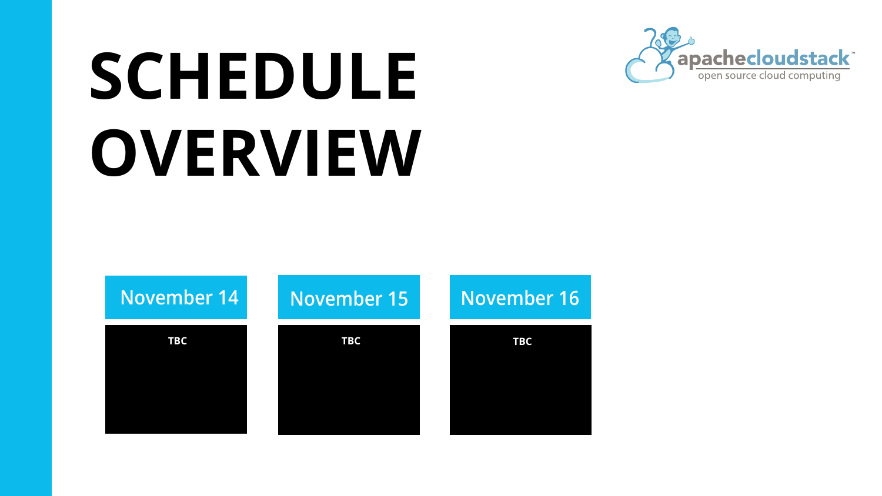# SCHEDULE OVERVIEW

| November 14 | November 15 | November 16 |
| --- | --- | --- |
| TBC | TBC | TBC |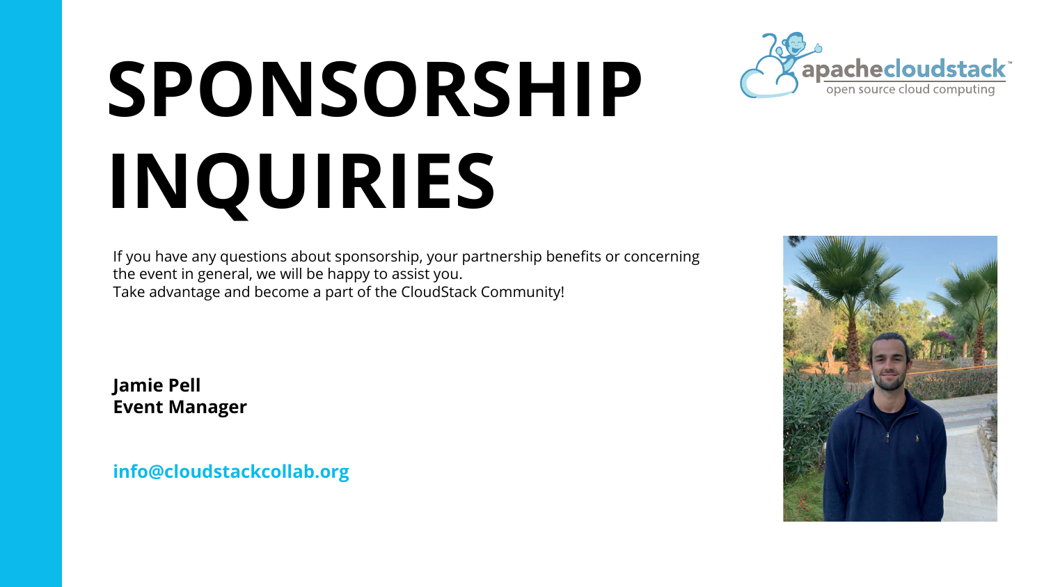# SPONSORSHIP INQUIRIES

If you have any questions about sponsorship, your partnership benefits or concerning the event in general, we will be happy to assist you.
Take advantage and become a part of the CloudStack Community!

**Jamie Pell**
**Event Manager**

**info@cloudstackcollab.org**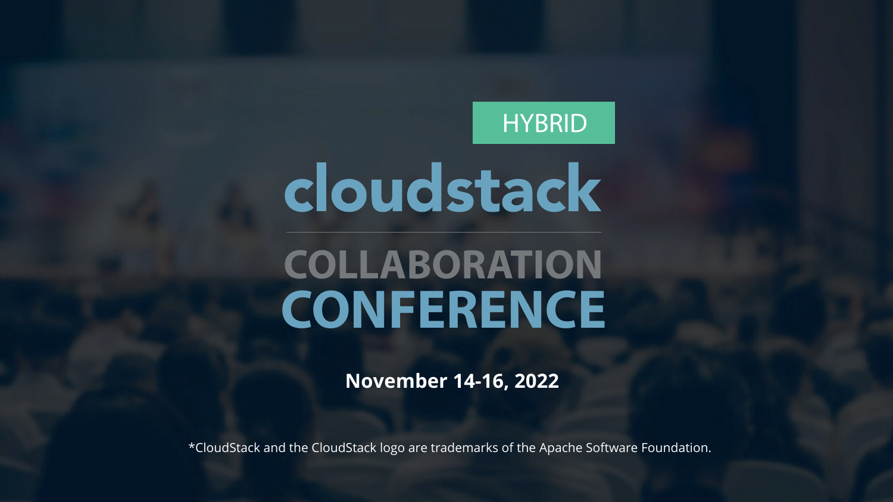HYBRID

# cloudstack

## COLLABORATION CONFERENCE

**November 14-16, 2022**

*CloudStack and the CloudStack logo are trademarks of the Apache Software Foundation.